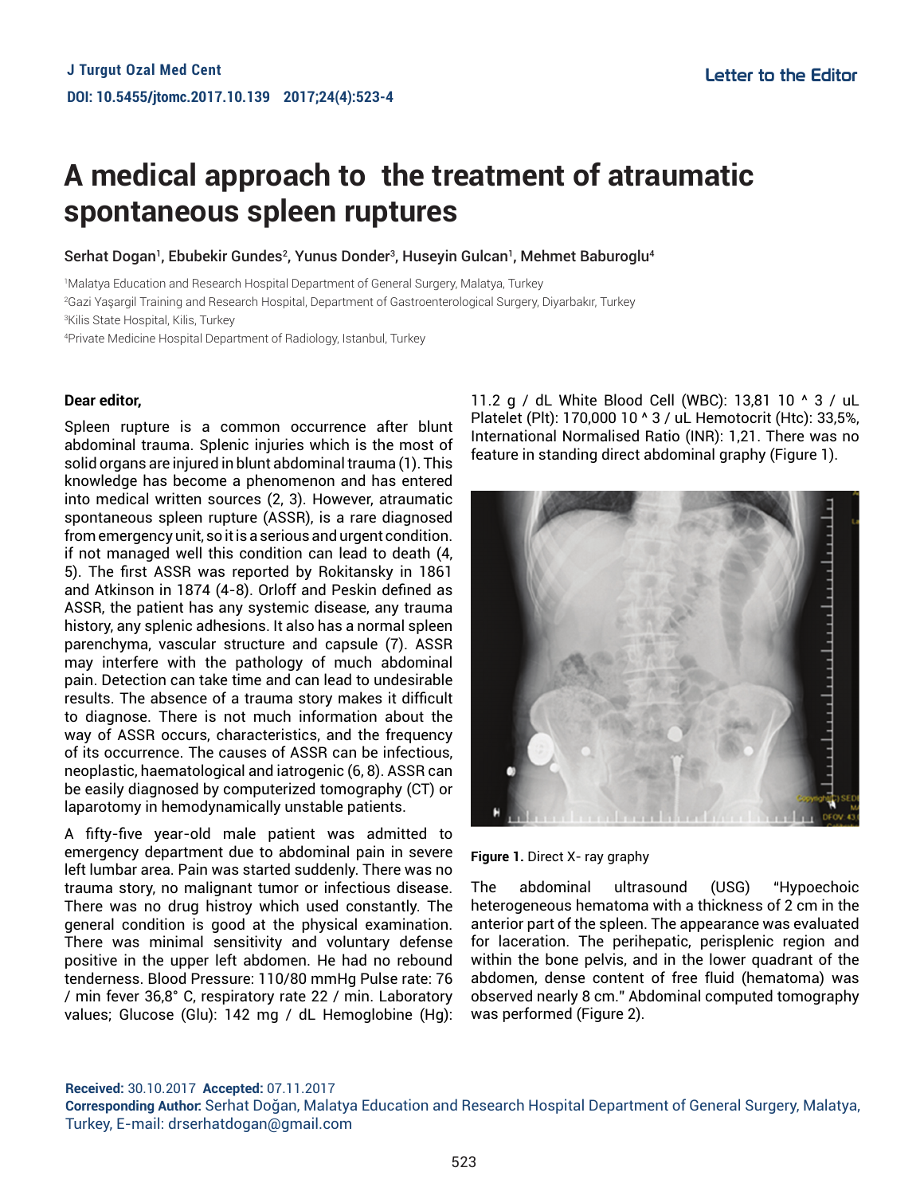Letter to the Editor

# A medical approach to the treatment of atraumatic spontaneous spleen ruptures

Serhat Dogan[1], Ebubekir Gundes[2], Yunus Donder[3], Huseyin Gulcan[1], Mehmet Baburoglu[4]

[1]Malatya Education and Research Hospital Department of General Surgery, Malatya, Turkey
[2]Gazi Yaşargil Training and Research Hospital, Department of Gastroenterological Surgery, Diyarbakır, Turkey
[3]Kilis State Hospital, Kilis, Turkey
[4]Private Medicine Hospital Department of Radiology, Istanbul, Turkey

**Dear editor,**

Spleen rupture is a common occurrence after blunt abdominal trauma. Splenic injuries which is the most of solid organs are injured in blunt abdominal trauma (1). This knowledge has become a phenomenon and has entered into medical written sources (2, 3). However, atraumatic spontaneous spleen rupture (ASSR), is a rare diagnosed from emergency unit, so it is a serious and urgent condition. if not managed well this condition can lead to death (4, 5). The first ASSR was reported by Rokitansky in 1861 and Atkinson in 1874 (4-8). Orloff and Peskin defined as ASSR, the patient has any systemic disease, any trauma history, any splenic adhesions. It also has a normal spleen parenchyma, vascular structure and capsule (7). ASSR may interfere with the pathology of much abdominal pain. Detection can take time and can lead to undesirable results. The absence of a trauma story makes it difficult to diagnose. There is not much information about the way of ASSR occurs, characteristics, and the frequency of its occurrence. The causes of ASSR can be infectious, neoplastic, haematological and iatrogenic (6, 8). ASSR can be easily diagnosed by computerized tomography (CT) or laparotomy in hemodynamically unstable patients.

A fifty-five year-old male patient was admitted to emergency department due to abdominal pain in severe left lumbar area. Pain was started suddenly. There was no trauma story, no malignant tumor or infectious disease. There was no drug histroy which used constantly. The general condition is good at the physical examination. There was minimal sensitivity and voluntary defense positive in the upper left abdomen. He had no rebound tenderness. Blood Pressure: 110/80 mmHg Pulse rate: 76 / min fever 36,8° C, respiratory rate 22 / min. Laboratory values; Glucose (Glu): 142 mg / dL Hemoglobine (Hg): 11.2 g / dL White Blood Cell (WBC): 13,81 10 ^ 3 / uL Platelet (Plt): 170,000 10 ^ 3 / uL Hemotocrit (Htc): 33,5%, International Normalised Ratio (INR): 1,21. There was no feature in standing direct abdominal graphy (Figure 1).

**Figure 1.** Direct X- ray graphy

The abdominal ultrasound (USG) "Hypoechoic heterogeneous hematoma with a thickness of 2 cm in the anterior part of the spleen. The appearance was evaluated for laceration. The perihepatic, perisplenic region and within the bone pelvis, and in the lower quadrant of the abdomen, dense content of free fluid (hematoma) was observed nearly 8 cm." Abdominal computed tomography was performed (Figure 2).

**Received:** 30.10.2017 **Accepted:** 07.11.2017
**Corresponding Author:** Serhat Doğan, Malatya Education and Research Hospital Department of General Surgery, Malatya, Turkey, E-mail: drserhatdogan@gmail.com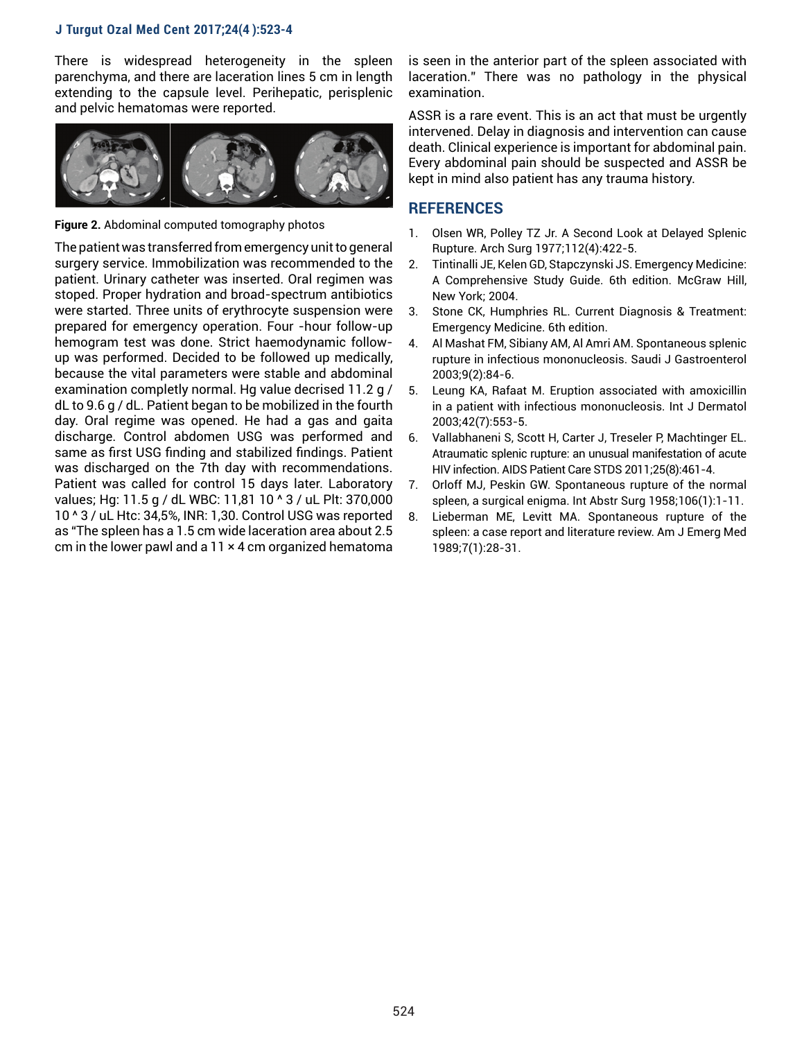There is widespread heterogeneity in the spleen parenchyma, and there are laceration lines 5 cm in length extending to the capsule level. Perihepatic, perisplenic and pelvic hematomas were reported.

**Figure 2.** Abdominal computed tomography photos

The patient was transferred from emergency unit to general surgery service. Immobilization was recommended to the patient. Urinary catheter was inserted. Oral regimen was stoped. Proper hydration and broad-spectrum antibiotics were started. Three units of erythrocyte suspension were prepared for emergency operation. Four -hour follow-up hemogram test was done. Strict haemodynamic follow-up was performed. Decided to be followed up medically, because the vital parameters were stable and abdominal examination completly normal. Hg value decrised 11.2 g / dL to 9.6 g / dL. Patient began to be mobilized in the fourth day. Oral regime was opened. He had a gas and gaita discharge. Control abdomen USG was performed and same as first USG finding and stabilized findings. Patient was discharged on the 7th day with recommendations. Patient was called for control 15 days later. Laboratory values; Hg: 11.5 g / dL WBC: 11,81 10 ^ 3 / uL Plt: 370,000 10 ^ 3 / uL Htc: 34,5%, INR: 1,30. Control USG was reported as "The spleen has a 1.5 cm wide laceration area about 2.5 cm in the lower pawl and a 11 × 4 cm organized hematoma is seen in the anterior part of the spleen associated with laceration." There was no pathology in the physical examination.

ASSR is a rare event. This is an act that must be urgently intervened. Delay in diagnosis and intervention can cause death. Clinical experience is important for abdominal pain. Every abdominal pain should be suspected and ASSR be kept in mind also patient has any trauma history.

## REFERENCES

1. Olsen WR, Polley TZ Jr. A Second Look at Delayed Splenic Rupture. Arch Surg 1977;112(4):422-5.
2. Tintinalli JE, Kelen GD, Stapczynski JS. Emergency Medicine: A Comprehensive Study Guide. 6th edition. McGraw Hill, New York; 2004.
3. Stone CK, Humphries RL. Current Diagnosis & Treatment: Emergency Medicine. 6th edition.
4. Al Mashat FM, Sibiany AM, Al Amri AM. Spontaneous splenic rupture in infectious mononucleosis. Saudi J Gastroenterol 2003;9(2):84-6.
5. Leung KA, Rafaat M. Eruption associated with amoxicillin in a patient with infectious mononucleosis. Int J Dermatol 2003;42(7):553-5.
6. Vallabhaneni S, Scott H, Carter J, Treseler P, Machtinger EL. Atraumatic splenic rupture: an unusual manifestation of acute HIV infection. AIDS Patient Care STDS 2011;25(8):461-4.
7. Orloff MJ, Peskin GW. Spontaneous rupture of the normal spleen, a surgical enigma. Int Abstr Surg 1958;106(1):1-11.
8. Lieberman ME, Levitt MA. Spontaneous rupture of the spleen: a case report and literature review. Am J Emerg Med 1989;7(1):28-31.